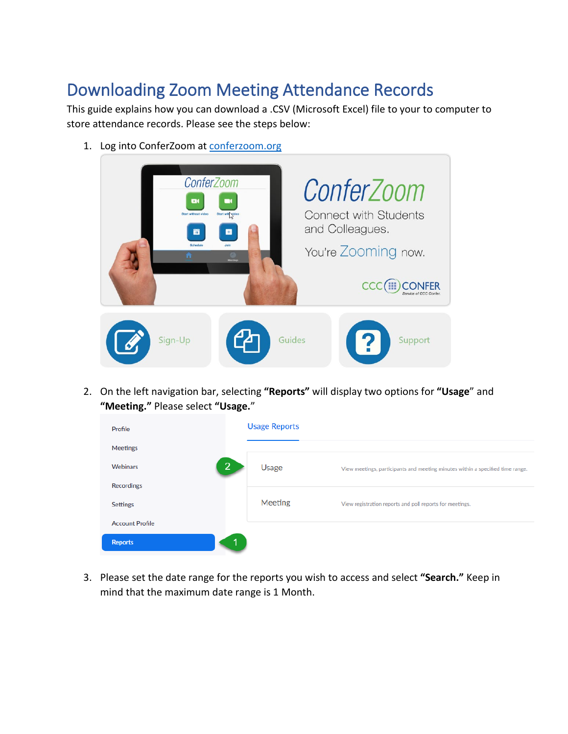# Downloading Zoom Meeting Attendance Records

This guide explains how you can download a .CSV (Microsoft Excel) file to your to computer to store attendance records. Please see the steps below:

1. Log into ConferZoom at [conferzoom.org](conferzoom.org)
2. On the left navigation bar, selecting **"Reports"** will display two options for **"Usage"** and **"Meeting."** Please select **"Usage."**
3. Please set the date range for the reports you wish to access and select **"Search."** Keep in mind that the maximum date range is 1 Month.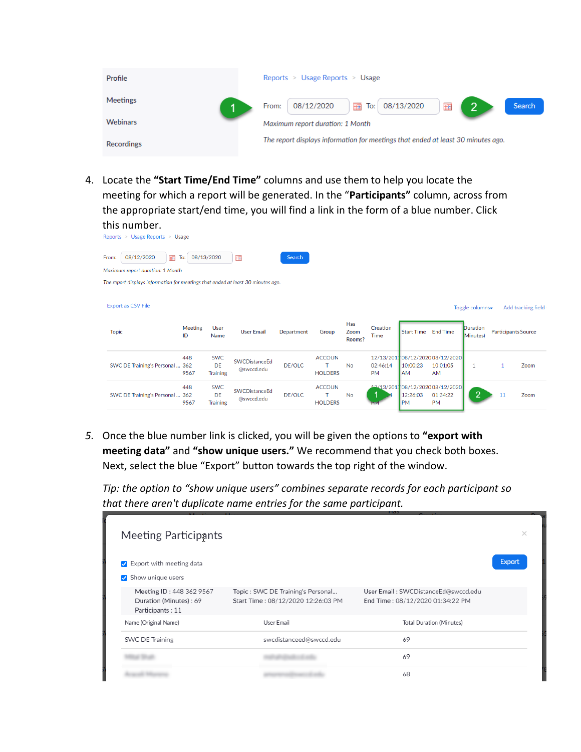Profile

Meetings

Webinars

Recordings

Reports > Usage Reports > Usage

From: 08/12/2020 To: 08/13/2020 Search

*Maximum report duration: 1 Month*

*The report displays information for meetings that ended at least 30 minutes ago.*

4. Locate the **"Start Time/End Time"** columns and use them to help you locate the meeting for which a report will be generated. In the "**Participants**" column, across from the appropriate start/end time, you will find a link in the form of a blue number. Click this number.

Reports > Usage Reports > Usage

From: 08/12/2020 To: 08/13/2020 Search

*Maximum report duration: 1 Month*

*The report displays information for meetings that ended at least 30 minutes ago.*

Export as CSV File | Toggle columns | Add tracking field

| Topic | Meeting ID | User Name | User Email | Department | Group | Has Zoom Rooms? | Creation Time | Start Time | End Time | Duration (Minutes) | Participants | Source |
|---|---|---|---|---|---|---|---|---|---|---|---|---|
| SWC DE Training's Personal ... | 448 362 9567 | SWC DE Training | SWCDistanceEd @swccd.edu | DE/OLC | ACCOUNT HOLDERS | No | 12/13/2017 02:46:14 PM | 08/12/2020 10:00:23 AM | 08/12/2020 10:01:05 AM | 1 | 1 | Zoom |
| SWC DE Training's Personal ... | 448 362 9567 | SWC DE Training | SWCDistanceEd @swccd.edu | DE/OLC | ACCOUNT HOLDERS | No | 12/13/2017 02:46:14 PM | 08/12/2020 12:26:03 PM | 08/12/2020 01:34:22 PM | 69 | 11 | Zoom |

5. Once the blue number link is clicked, you will be given the options to **"export with meeting data"** and **"show unique users."** We recommend that you check both boxes. Next, select the blue "Export" button towards the top right of the window.

*Tip: the option to "show unique users" combines separate records for each participant so that there aren't duplicate name entries for the same participant.*

Meeting Participants

☑ Export with meeting data

☑ Show unique users

Export

Meeting ID : 448 362 9567 | Topic : SWC DE Training's Personal... | User Email : SWCDistanceEd@swccd.edu
Duration (Minutes) : 69 | Start Time : 08/12/2020 12:26:03 PM | End Time : 08/12/2020 01:34:22 PM
Participants : 11

| Name (Original Name) | User Email | Total Duration (Minutes) |
|---|---|---|
| SWC DE Training | swcdistanceed@swccd.edu | 69 |
| | | 69 |
| | | 68 |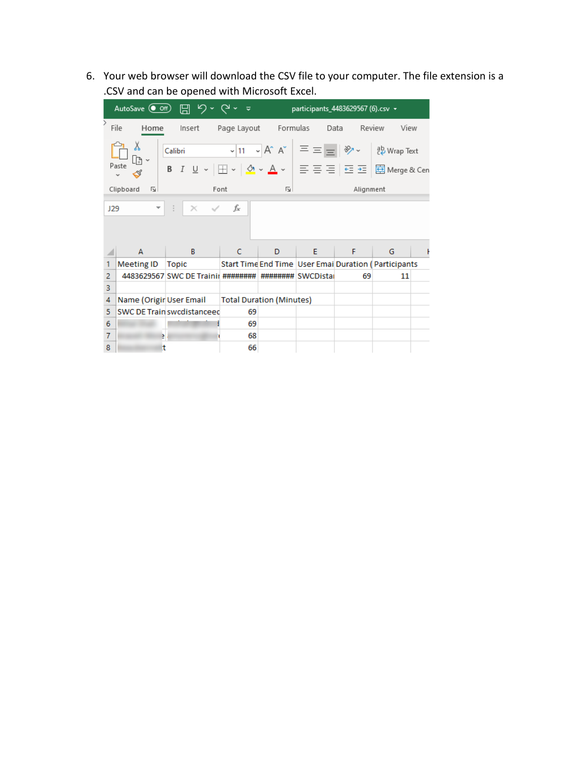6. Your web browser will download the CSV file to your computer. The file extension is a .CSV and can be opened with Microsoft Excel.